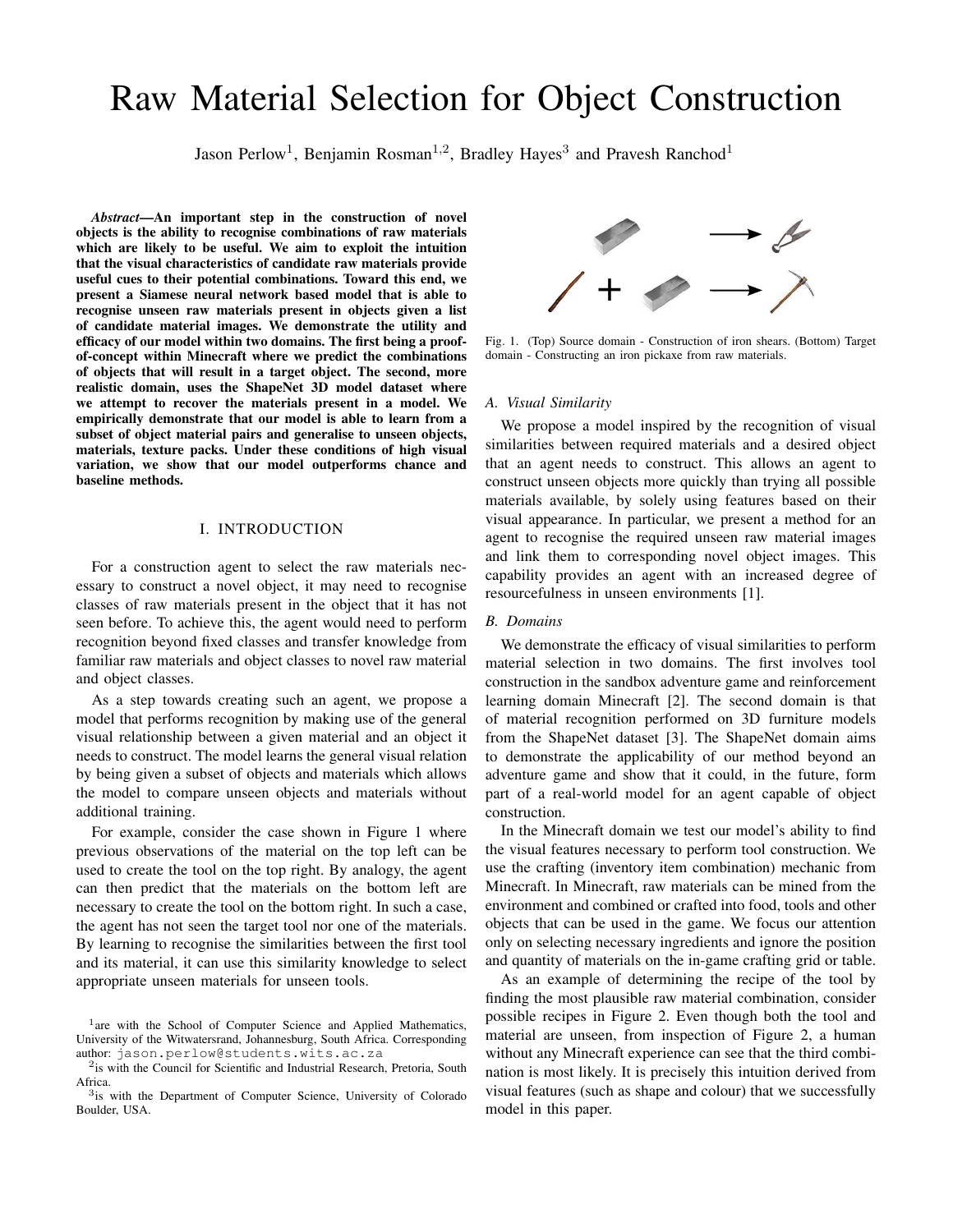# Raw Material Selection for Object Construction

Jason Perlow[1], Benjamin Rosman[1,2], Bradley Hayes[3] and Pravesh Ranchod[1]

***Abstract*—An important step in the construction of novel objects is the ability to recognise combinations of raw materials which are likely to be useful. We aim to exploit the intuition that the visual characteristics of candidate raw materials provide useful cues to their potential combinations. Toward this end, we present a Siamese neural network based model that is able to recognise unseen raw materials present in objects given a list of candidate material images. We demonstrate the utility and efficacy of our model within two domains. The first being a proof-of-concept within Minecraft where we predict the combinations of objects that will result in a target object. The second, more realistic domain, uses the ShapeNet 3D model dataset where we attempt to recover the materials present in a model. We empirically demonstrate that our model is able to learn from a subset of object material pairs and generalise to unseen objects, materials, texture packs. Under these conditions of high visual variation, we show that our model outperforms chance and baseline methods.**

## I. INTRODUCTION

For a construction agent to select the raw materials necessary to construct a novel object, it may need to recognise classes of raw materials present in the object that it has not seen before. To achieve this, the agent would need to perform recognition beyond fixed classes and transfer knowledge from familiar raw materials and object classes to novel raw material and object classes.

As a step towards creating such an agent, we propose a model that performs recognition by making use of the general visual relationship between a given material and an object it needs to construct. The model learns the general visual relation by being given a subset of objects and materials which allows the model to compare unseen objects and materials without additional training.

For example, consider the case shown in Figure 1 where previous observations of the material on the top left can be used to create the tool on the top right. By analogy, the agent can then predict that the materials on the bottom left are necessary to create the tool on the bottom right. In such a case, the agent has not seen the target tool nor one of the materials. By learning to recognise the similarities between the first tool and its material, it can use this similarity knowledge to select appropriate unseen materials for unseen tools.

Fig. 1. (Top) Source domain - Construction of iron shears. (Bottom) Target domain - Constructing an iron pickaxe from raw materials.

### A. Visual Similarity

We propose a model inspired by the recognition of visual similarities between required materials and a desired object that an agent needs to construct. This allows an agent to construct unseen objects more quickly than trying all possible materials available, by solely using features based on their visual appearance. In particular, we present a method for an agent to recognise the required unseen raw material images and link them to corresponding novel object images. This capability provides an agent with an increased degree of resourcefulness in unseen environments [1].

### B. Domains

We demonstrate the efficacy of visual similarities to perform material selection in two domains. The first involves tool construction in the sandbox adventure game and reinforcement learning domain Minecraft [2]. The second domain is that of material recognition performed on 3D furniture models from the ShapeNet dataset [3]. The ShapeNet domain aims to demonstrate the applicability of our method beyond an adventure game and show that it could, in the future, form part of a real-world model for an agent capable of object construction.

In the Minecraft domain we test our model's ability to find the visual features necessary to perform tool construction. We use the crafting (inventory item combination) mechanic from Minecraft. In Minecraft, raw materials can be mined from the environment and combined or crafted into food, tools and other objects that can be used in the game. We focus our attention only on selecting necessary ingredients and ignore the position and quantity of materials on the in-game crafting grid or table.

As an example of determining the recipe of the tool by finding the most plausible raw material combination, consider possible recipes in Figure 2. Even though both the tool and material are unseen, from inspection of Figure 2, a human without any Minecraft experience can see that the third combination is most likely. It is precisely this intuition derived from visual features (such as shape and colour) that we successfully model in this paper.

[1]are with the School of Computer Science and Applied Mathematics, University of the Witwatersrand, Johannesburg, South Africa. Corresponding author: jason.perlow@students.wits.ac.za

[2]is with the Council for Scientific and Industrial Research, Pretoria, South Africa.

[3]is with the Department of Computer Science, University of Colorado Boulder, USA.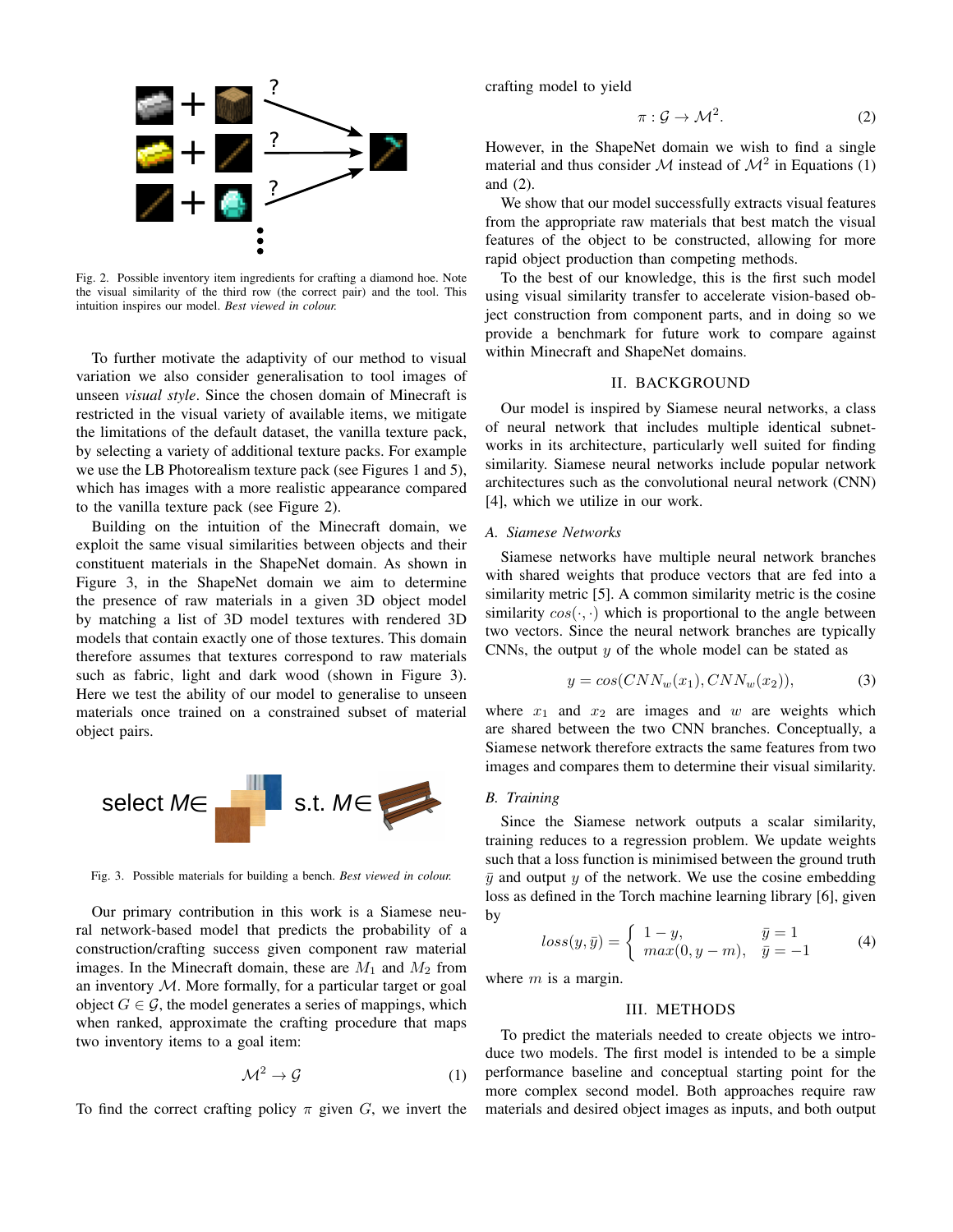Fig. 2. Possible inventory item ingredients for crafting a diamond hoe. Note the visual similarity of the third row (the correct pair) and the tool. This intuition inspires our model. *Best viewed in colour.*

To further motivate the adaptivity of our method to visual variation we also consider generalisation to tool images of unseen *visual style*. Since the chosen domain of Minecraft is restricted in the visual variety of available items, we mitigate the limitations of the default dataset, the vanilla texture pack, by selecting a variety of additional texture packs. For example we use the LB Photorealism texture pack (see Figures 1 and 5), which has images with a more realistic appearance compared to the vanilla texture pack (see Figure 2).

Building on the intuition of the Minecraft domain, we exploit the same visual similarities between objects and their constituent materials in the ShapeNet domain. As shown in Figure 3, in the ShapeNet domain we aim to determine the presence of raw materials in a given 3D object model by matching a list of 3D model textures with rendered 3D models that contain exactly one of those textures. This domain therefore assumes that textures correspond to raw materials such as fabric, light and dark wood (shown in Figure 3). Here we test the ability of our model to generalise to unseen materials once trained on a constrained subset of material object pairs.

Fig. 3. Possible materials for building a bench. *Best viewed in colour.*

Our primary contribution in this work is a Siamese neural network-based model that predicts the probability of a construction/crafting success given component raw material images. In the Minecraft domain, these are $M_1$ and $M_2$ from an inventory $\mathcal{M}$. More formally, for a particular target or goal object $G \in \mathcal{G}$, the model generates a series of mappings, which when ranked, approximate the crafting procedure that maps two inventory items to a goal item:

$$\mathcal{M}^2 \rightarrow \mathcal{G} \tag{1}$$

To find the correct crafting policy $\pi$ given $G$, we invert the crafting model to yield

$$\pi : \mathcal{G} \rightarrow \mathcal{M}^2. \tag{2}$$

However, in the ShapeNet domain we wish to find a single material and thus consider $\mathcal{M}$ instead of $\mathcal{M}^2$ in Equations (1) and (2).

We show that our model successfully extracts visual features from the appropriate raw materials that best match the visual features of the object to be constructed, allowing for more rapid object production than competing methods.

To the best of our knowledge, this is the first such model using visual similarity transfer to accelerate vision-based object construction from component parts, and in doing so we provide a benchmark for future work to compare against within Minecraft and ShapeNet domains.

## II. Background

Our model is inspired by Siamese neural networks, a class of neural network that includes multiple identical subnetworks in its architecture, particularly well suited for finding similarity. Siamese neural networks include popular network architectures such as the convolutional neural network (CNN) [4], which we utilize in our work.

### A. Siamese Networks

Siamese networks have multiple neural network branches with shared weights that produce vectors that are fed into a similarity metric [5]. A common similarity metric is the cosine similarity $cos(\cdot, \cdot)$ which is proportional to the angle between two vectors. Since the neural network branches are typically CNNs, the output $y$ of the whole model can be stated as

$$y = cos(CNN_w(x_1), CNN_w(x_2)), \tag{3}$$

where $x_1$ and $x_2$ are images and $w$ are weights which are shared between the two CNN branches. Conceptually, a Siamese network therefore extracts the same features from two images and compares them to determine their visual similarity.

### B. Training

Since the Siamese network outputs a scalar similarity, training reduces to a regression problem. We update weights such that a loss function is minimised between the ground truth $\bar{y}$ and output $y$ of the network. We use the cosine embedding loss as defined in the Torch machine learning library [6], given by

$$loss(y, \bar{y}) = \begin{cases} 1 - y, & \bar{y} = 1 \\ max(0, y - m), & \bar{y} = -1 \end{cases} \tag{4}$$

where $m$ is a margin.

## III. Methods

To predict the materials needed to create objects we introduce two models. The first model is intended to be a simple performance baseline and conceptual starting point for the more complex second model. Both approaches require raw materials and desired object images as inputs, and both output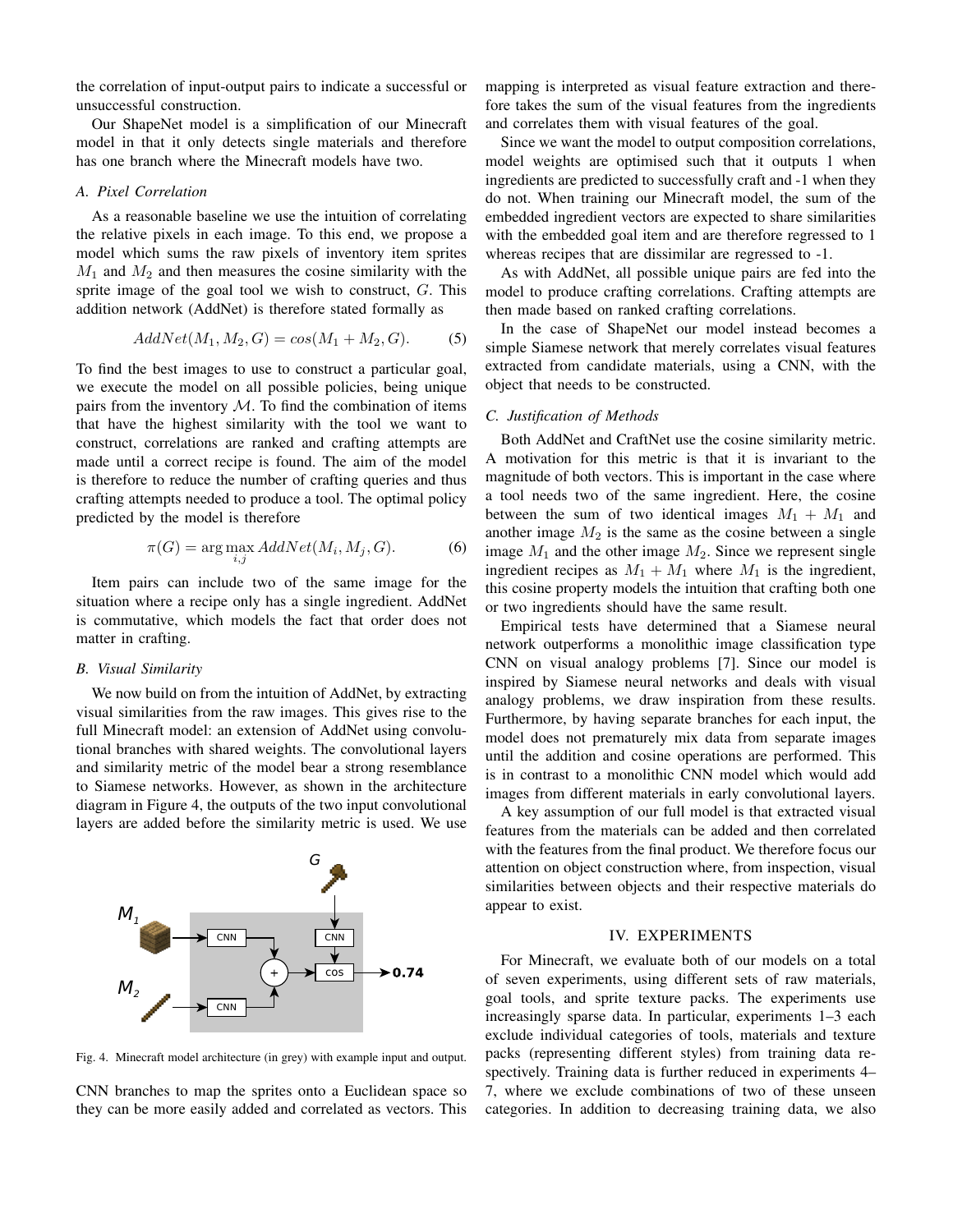the correlation of input-output pairs to indicate a successful or unsuccessful construction.

Our ShapeNet model is a simplification of our Minecraft model in that it only detects single materials and therefore has one branch where the Minecraft models have two.

### A. Pixel Correlation

As a reasonable baseline we use the intuition of correlating the relative pixels in each image. To this end, we propose a model which sums the raw pixels of inventory item sprites $M_1$ and $M_2$ and then measures the cosine similarity with the sprite image of the goal tool we wish to construct, $G$. This addition network (AddNet) is therefore stated formally as

$$AddNet(M_1, M_2, G) = cos(M_1 + M_2, G). \tag{5}$$

To find the best images to use to construct a particular goal, we execute the model on all possible policies, being unique pairs from the inventory $\mathcal{M}$. To find the combination of items that have the highest similarity with the tool we want to construct, correlations are ranked and crafting attempts are made until a correct recipe is found. The aim of the model is therefore to reduce the number of crafting queries and thus crafting attempts needed to produce a tool. The optimal policy predicted by the model is therefore

$$\pi(G) = \arg\max_{i,j} AddNet(M_i, M_j, G). \tag{6}$$

Item pairs can include two of the same image for the situation where a recipe only has a single ingredient. AddNet is commutative, which models the fact that order does not matter in crafting.

### B. Visual Similarity

We now build on from the intuition of AddNet, by extracting visual similarities from the raw images. This gives rise to the full Minecraft model: an extension of AddNet using convolutional branches with shared weights. The convolutional layers and similarity metric of the model bear a strong resemblance to Siamese networks. However, as shown in the architecture diagram in Figure 4, the outputs of the two input convolutional layers are added before the similarity metric is used. We use CNN branches to map the sprites onto a Euclidean space so they can be more easily added and correlated as vectors. This mapping is interpreted as visual feature extraction and therefore takes the sum of the visual features from the ingredients and correlates them with visual features of the goal.

G
M1
M2
CNN
CNN
CNN
+
cos
0.74

Fig. 4. Minecraft model architecture (in grey) with example input and output.

Since we want the model to output composition correlations, model weights are optimised such that it outputs 1 when ingredients are predicted to successfully craft and -1 when they do not. When training our Minecraft model, the sum of the embedded ingredient vectors are expected to share similarities with the embedded goal item and are therefore regressed to 1 whereas recipes that are dissimilar are regressed to -1.

As with AddNet, all possible unique pairs are fed into the model to produce crafting correlations. Crafting attempts are then made based on ranked crafting correlations.

In the case of ShapeNet our model instead becomes a simple Siamese network that merely correlates visual features extracted from candidate materials, using a CNN, with the object that needs to be constructed.

### C. Justification of Methods

Both AddNet and CraftNet use the cosine similarity metric. A motivation for this metric is that it is invariant to the magnitude of both vectors. This is important in the case where a tool needs two of the same ingredient. Here, the cosine between the sum of two identical images $M_1 + M_1$ and another image $M_2$ is the same as the cosine between a single image $M_1$ and the other image $M_2$. Since we represent single ingredient recipes as $M_1 + M_1$ where $M_1$ is the ingredient, this cosine property models the intuition that crafting both one or two ingredients should have the same result.

Empirical tests have determined that a Siamese neural network outperforms a monolithic image classification type CNN on visual analogy problems [7]. Since our model is inspired by Siamese neural networks and deals with visual analogy problems, we draw inspiration from these results. Furthermore, by having separate branches for each input, the model does not prematurely mix data from separate images until the addition and cosine operations are performed. This is in contrast to a monolithic CNN model which would add images from different materials in early convolutional layers.

A key assumption of our full model is that extracted visual features from the materials can be added and then correlated with the features from the final product. We therefore focus our attention on object construction where, from inspection, visual similarities between objects and their respective materials do appear to exist.

## IV. Experiments

For Minecraft, we evaluate both of our models on a total of seven experiments, using different sets of raw materials, goal tools, and sprite texture packs. The experiments use increasingly sparse data. In particular, experiments 1–3 each exclude individual categories of tools, materials and texture packs (representing different styles) from training data respectively. Training data is further reduced in experiments 4–7, where we exclude combinations of two of these unseen categories. In addition to decreasing training data, we also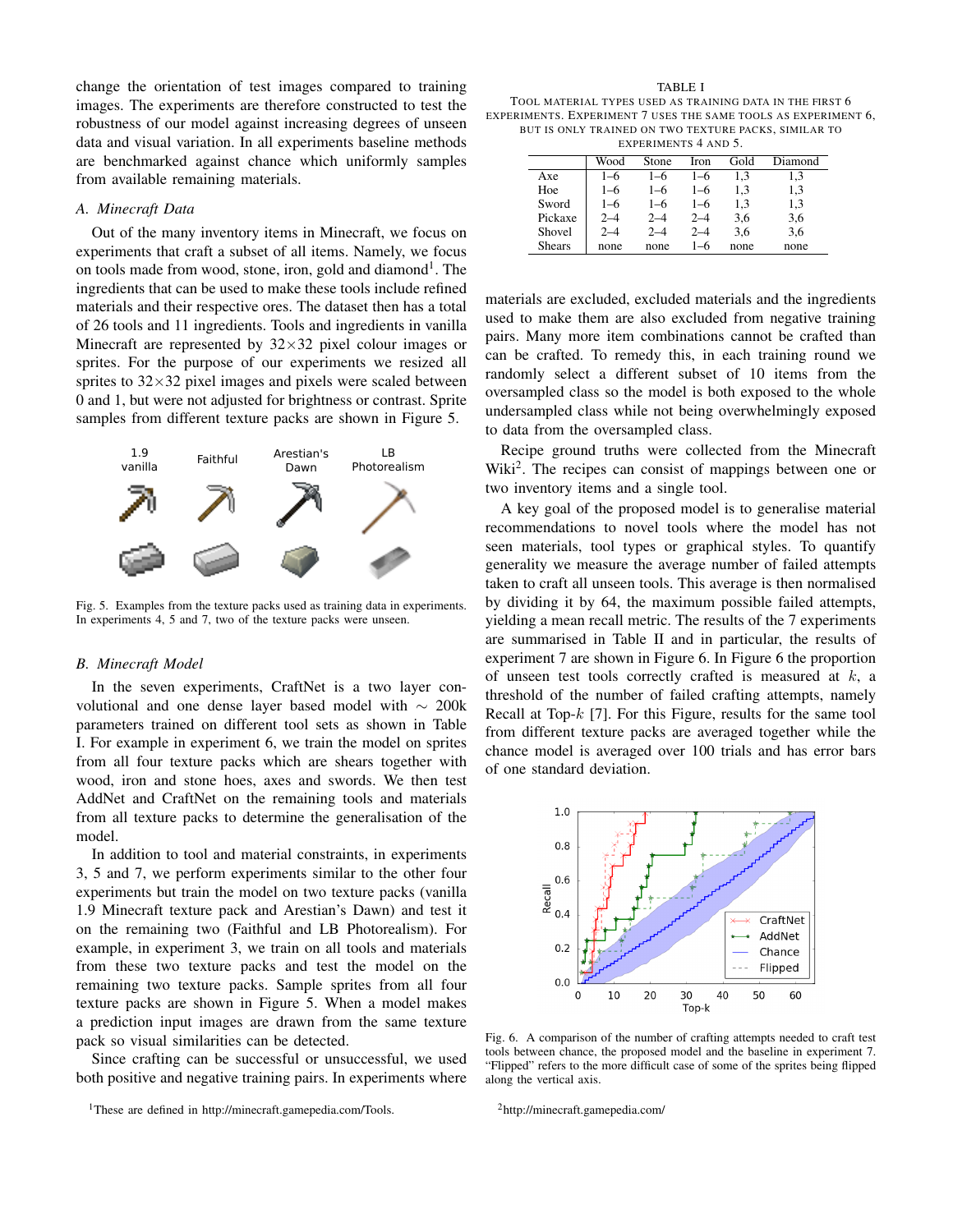change the orientation of test images compared to training images. The experiments are therefore constructed to test the robustness of our model against increasing degrees of unseen data and visual variation. In all experiments baseline methods are benchmarked against chance which uniformly samples from available remaining materials.

### A. Minecraft Data

Out of the many inventory items in Minecraft, we focus on experiments that craft a subset of all items. Namely, we focus on tools made from wood, stone, iron, gold and diamond[1]. The ingredients that can be used to make these tools include refined materials and their respective ores. The dataset then has a total of 26 tools and 11 ingredients. Tools and ingredients in vanilla Minecraft are represented by 32×32 pixel colour images or sprites. For the purpose of our experiments we resized all sprites to 32×32 pixel images and pixels were scaled between 0 and 1, but were not adjusted for brightness or contrast. Sprite samples from different texture packs are shown in Figure 5.

1.9 vanilla
Faithful
Arestian's Dawn
LB Photorealism

Fig. 5. Examples from the texture packs used as training data in experiments. In experiments 4, 5 and 7, two of the texture packs were unseen.

### B. Minecraft Model

In the seven experiments, CraftNet is a two layer convolutional and one dense layer based model with ∼ 200k parameters trained on different tool sets as shown in Table I. For example in experiment 6, we train the model on sprites from all four texture packs which are shears together with wood, iron and stone hoes, axes and swords. We then test AddNet and CraftNet on the remaining tools and materials from all texture packs to determine the generalisation of the model.

In addition to tool and material constraints, in experiments 3, 5 and 7, we perform experiments similar to the other four experiments but train the model on two texture packs (vanilla 1.9 Minecraft texture pack and Arestian's Dawn) and test it on the remaining two (Faithful and LB Photorealism). For example, in experiment 3, we train on all tools and materials from these two texture packs and test the model on the remaining two texture packs. Sample sprites from all four texture packs are shown in Figure 5. When a model makes a prediction input images are drawn from the same texture pack so visual similarities can be detected.

Since crafting can be successful or unsuccessful, we used both positive and negative training pairs. In experiments where materials are excluded, excluded materials and the ingredients used to make them are also excluded from negative training pairs. Many more item combinations cannot be crafted than can be crafted. To remedy this, in each training round we randomly select a different subset of 10 items from the oversampled class so the model is both exposed to the whole undersampled class while not being overwhelmingly exposed to data from the oversampled class.

TABLE I
Tool material types used as training data in the first 6 experiments. Experiment 7 uses the same tools as experiment 6, but is only trained on two texture packs, similar to experiments 4 and 5.

| | Wood | Stone | Iron | Gold | Diamond |
|---|---|---|---|---|---|
| Axe | 1–6 | 1–6 | 1–6 | 1,3 | 1,3 |
| Hoe | 1–6 | 1–6 | 1–6 | 1,3 | 1,3 |
| Sword | 1–6 | 1–6 | 1–6 | 1,3 | 1,3 |
| Pickaxe | 2–4 | 2–4 | 2–4 | 3,6 | 3,6 |
| Shovel | 2–4 | 2–4 | 2–4 | 3,6 | 3,6 |
| Shears | none | none | 1–6 | none | none |

Recipe ground truths were collected from the Minecraft Wiki[2]. The recipes can consist of mappings between one or two inventory items and a single tool.

A key goal of the proposed model is to generalise material recommendations to novel tools where the model has not seen materials, tool types or graphical styles. To quantify generality we measure the average number of failed attempts taken to craft all unseen tools. This average is then normalised by dividing it by 64, the maximum possible failed attempts, yielding a mean recall metric. The results of the 7 experiments are summarised in Table II and in particular, the results of experiment 7 are shown in Figure 6. In Figure 6 the proportion of unseen test tools correctly crafted is measured at $k$, a threshold of the number of failed crafting attempts, namely Recall at Top-$k$ [7]. For this Figure, results for the same tool from different texture packs are averaged together while the chance model is averaged over 100 trials and has error bars of one standard deviation.

Recall
Top-k
0.0
0.2
0.4
0.6
0.8
1.0
0
10
20
30
40
50
60
CraftNet
AddNet
Chance
Flipped

Fig. 6. A comparison of the number of crafting attempts needed to craft test tools between chance, the proposed model and the baseline in experiment 7. "Flipped" refers to the more difficult case of some of the sprites being flipped along the vertical axis.

[1] These are defined in http://minecraft.gamepedia.com/Tools.

[2] http://minecraft.gamepedia.com/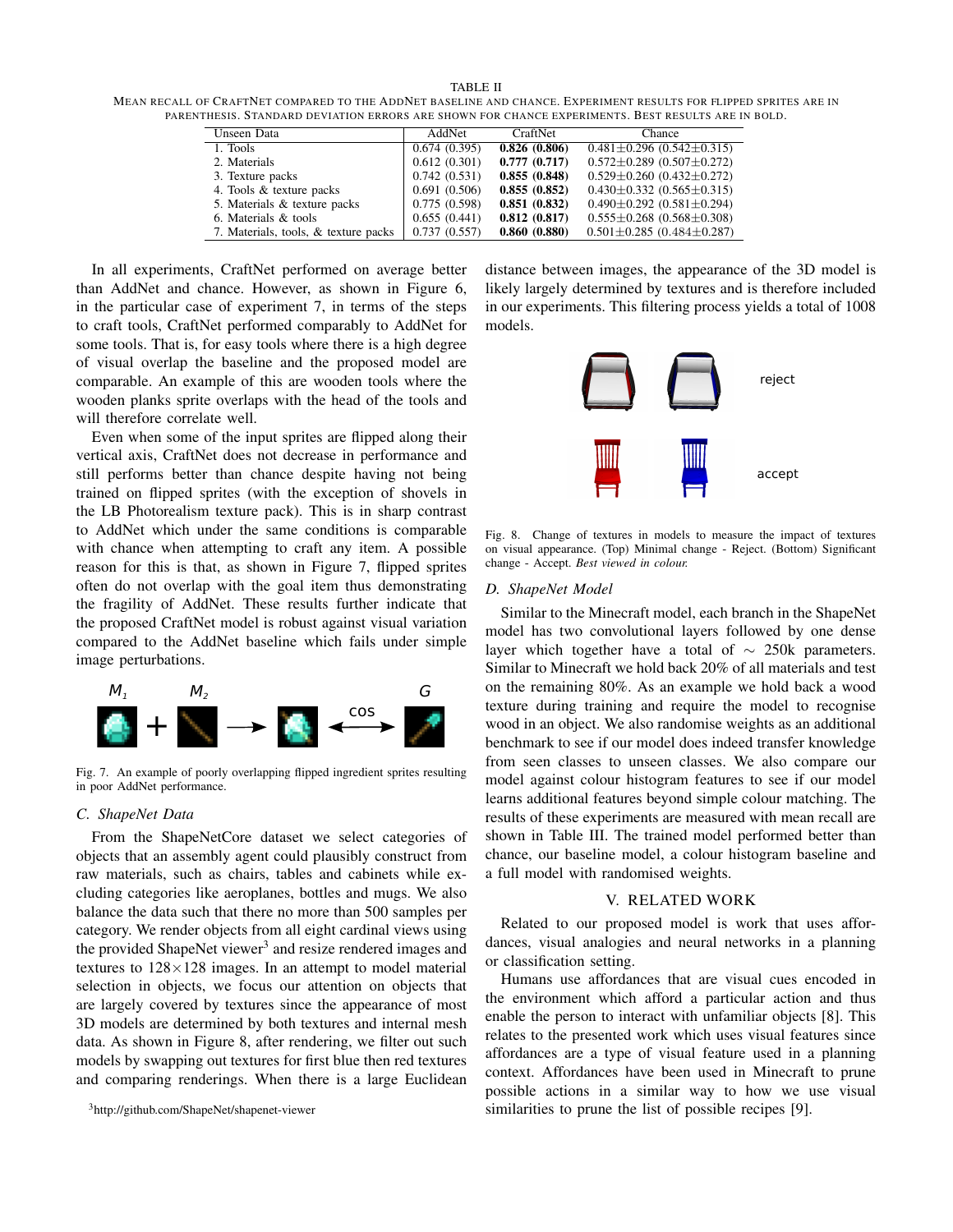TABLE II

MEAN RECALL OF CRAFTNET COMPARED TO THE ADDNET BASELINE AND CHANCE. EXPERIMENT RESULTS FOR FLIPPED SPRITES ARE IN PARENTHESIS. STANDARD DEVIATION ERRORS ARE SHOWN FOR CHANCE EXPERIMENTS. BEST RESULTS ARE IN BOLD.

| Unseen Data | AddNet | CraftNet | Chance |
|---|---|---|---|
| 1. Tools | 0.674 (0.395) | **0.826 (0.806)** | 0.481±0.296 (0.542±0.315) |
| 2. Materials | 0.612 (0.301) | **0.777 (0.717)** | 0.572±0.289 (0.507±0.272) |
| 3. Texture packs | 0.742 (0.531) | **0.855 (0.848)** | 0.529±0.260 (0.432±0.272) |
| 4. Tools & texture packs | 0.691 (0.506) | **0.855 (0.852)** | 0.430±0.332 (0.565±0.315) |
| 5. Materials & texture packs | 0.775 (0.598) | **0.851 (0.832)** | 0.490±0.292 (0.581±0.294) |
| 6. Materials & tools | 0.655 (0.441) | **0.812 (0.817)** | 0.555±0.268 (0.568±0.308) |
| 7. Materials, tools, & texture packs | 0.737 (0.557) | **0.860 (0.880)** | 0.501±0.285 (0.484±0.287) |

In all experiments, CraftNet performed on average better than AddNet and chance. However, as shown in Figure 6, in the particular case of experiment 7, in terms of the steps to craft tools, CraftNet performed comparably to AddNet for some tools. That is, for easy tools where there is a high degree of visual overlap the baseline and the proposed model are comparable. An example of this are wooden tools where the wooden planks sprite overlaps with the head of the tools and will therefore correlate well.

Even when some of the input sprites are flipped along their vertical axis, CraftNet does not decrease in performance and still performs better than chance despite having not being trained on flipped sprites (with the exception of shovels in the LB Photorealism texture pack). This is in sharp contrast to AddNet which under the same conditions is comparable with chance when attempting to craft any item. A possible reason for this is that, as shown in Figure 7, flipped sprites often do not overlap with the goal item thus demonstrating the fragility of AddNet. These results further indicate that the proposed CraftNet model is robust against visual variation compared to the AddNet baseline which fails under simple image perturbations.

$M_1$ + $M_2$ → cos G

Fig. 7. An example of poorly overlapping flipped ingredient sprites resulting in poor AddNet performance.

### C. ShapeNet Data

From the ShapeNetCore dataset we select categories of objects that an assembly agent could plausibly construct from raw materials, such as chairs, tables and cabinets while excluding categories like aeroplanes, bottles and mugs. We also balance the data such that there no more than 500 samples per category. We render objects from all eight cardinal views using the provided ShapeNet viewer[3] and resize rendered images and textures to 128×128 images. In an attempt to model material selection in objects, we focus our attention on objects that are largely covered by textures since the appearance of most 3D models are determined by both textures and internal mesh data. As shown in Figure 8, after rendering, we filter out such models by swapping out textures for first blue then red textures and comparing renderings. When there is a large Euclidean distance between images, the appearance of the 3D model is likely largely determined by textures and is therefore included in our experiments. This filtering process yields a total of 1008 models.

[3]http://github.com/ShapeNet/shapenet-viewer

reject

accept

Fig. 8. Change of textures in models to measure the impact of textures on visual appearance. (Top) Minimal change - Reject. (Bottom) Significant change - Accept. *Best viewed in colour.*

### D. ShapeNet Model

Similar to the Minecraft model, each branch in the ShapeNet model has two convolutional layers followed by one dense layer which together have a total of ∼ 250k parameters. Similar to Minecraft we hold back 20% of all materials and test on the remaining 80%. As an example we hold back a wood texture during training and require the model to recognise wood in an object. We also randomise weights as an additional benchmark to see if our model does indeed transfer knowledge from seen classes to unseen classes. We also compare our model against colour histogram features to see if our model learns additional features beyond simple colour matching. The results of these experiments are measured with mean recall are shown in Table III. The trained model performed better than chance, our baseline model, a colour histogram baseline and a full model with randomised weights.

## V. RELATED WORK

Related to our proposed model is work that uses affordances, visual analogies and neural networks in a planning or classification setting.

Humans use affordances that are visual cues encoded in the environment which afford a particular action and thus enable the person to interact with unfamiliar objects [8]. This relates to the presented work which uses visual features since affordances are a type of visual feature used in a planning context. Affordances have been used in Minecraft to prune possible actions in a similar way to how we use visual similarities to prune the list of possible recipes [9].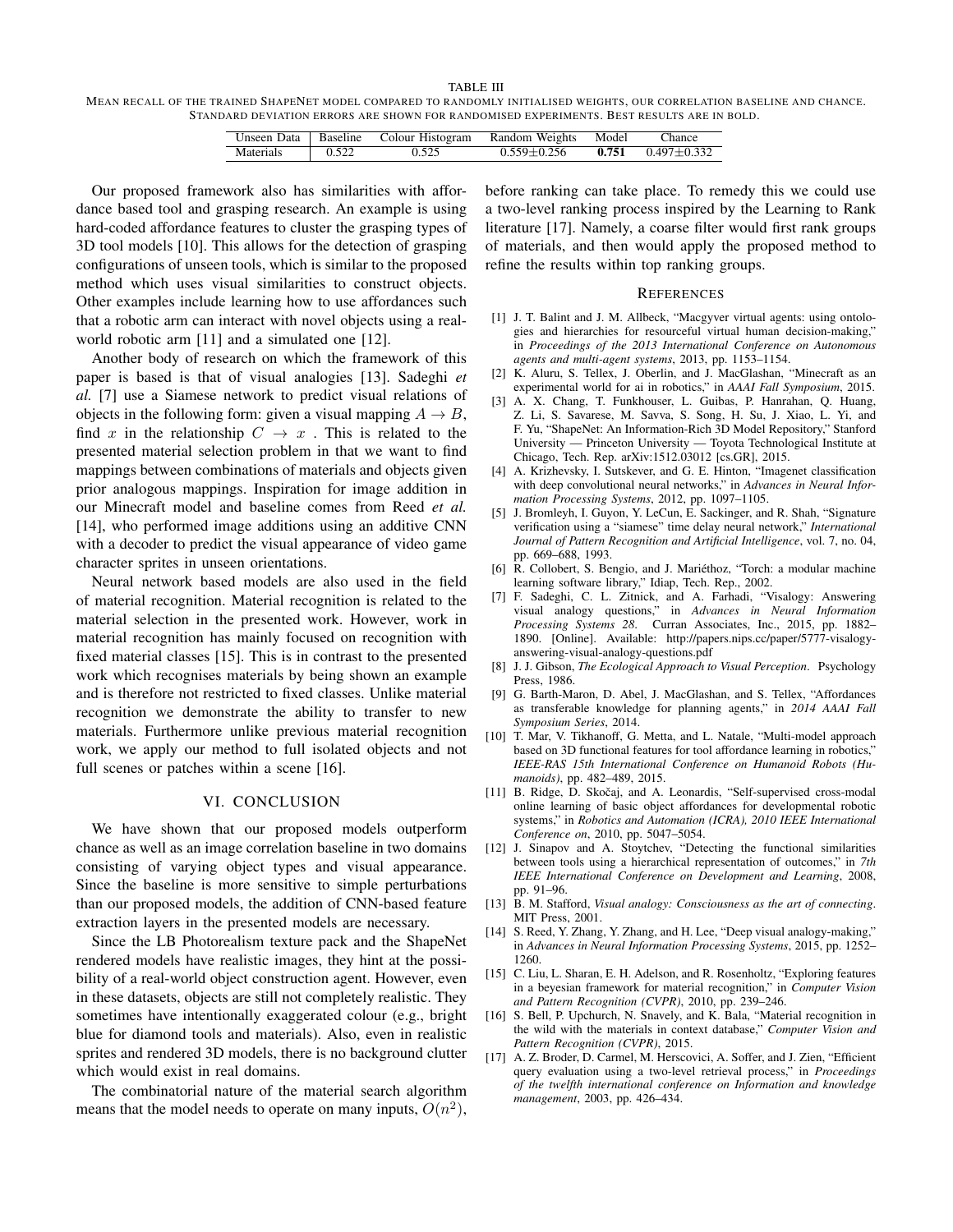TABLE III
MEAN RECALL OF THE TRAINED SHAPENET MODEL COMPARED TO RANDOMLY INITIALISED WEIGHTS, OUR CORRELATION BASELINE AND CHANCE. STANDARD DEVIATION ERRORS ARE SHOWN FOR RANDOMISED EXPERIMENTS. BEST RESULTS ARE IN BOLD.

| Unseen Data | Baseline | Colour Histogram | Random Weights | Model | Chance |
|---|---|---|---|---|---|
| Materials | 0.522 | 0.525 | 0.559±0.256 | **0.751** | 0.497±0.332 |

Our proposed framework also has similarities with affordance based tool and grasping research. An example is using hard-coded affordance features to cluster the grasping types of 3D tool models [10]. This allows for the detection of grasping configurations of unseen tools, which is similar to the proposed method which uses visual similarities to construct objects. Other examples include learning how to use affordances such that a robotic arm can interact with novel objects using a real-world robotic arm [11] and a simulated one [12].

Another body of research on which the framework of this paper is based is that of visual analogies [13]. Sadeghi *et al.* [7] use a Siamese network to predict visual relations of objects in the following form: given a visual mapping $A \rightarrow B$, find $x$ in the relationship $C \rightarrow x$ . This is related to the presented material selection problem in that we want to find mappings between combinations of materials and objects given prior analogous mappings. Inspiration for image addition in our Minecraft model and baseline comes from Reed *et al.* [14], who performed image additions using an additive CNN with a decoder to predict the visual appearance of video game character sprites in unseen orientations.

Neural network based models are also used in the field of material recognition. Material recognition is related to the material selection in the presented work. However, work in material recognition has mainly focused on recognition with fixed material classes [15]. This is in contrast to the presented work which recognises materials by being shown an example and is therefore not restricted to fixed classes. Unlike material recognition we demonstrate the ability to transfer to new materials. Furthermore unlike previous material recognition work, we apply our method to full isolated objects and not full scenes or patches within a scene [16].

## VI. CONCLUSION

We have shown that our proposed models outperform chance as well as an image correlation baseline in two domains consisting of varying object types and visual appearance. Since the baseline is more sensitive to simple perturbations than our proposed models, the addition of CNN-based feature extraction layers in the presented models are necessary.

Since the LB Photorealism texture pack and the ShapeNet rendered models have realistic images, they hint at the possibility of a real-world object construction agent. However, even in these datasets, objects are still not completely realistic. They sometimes have intentionally exaggerated colour (e.g., bright blue for diamond tools and materials). Also, even in realistic sprites and rendered 3D models, there is no background clutter which would exist in real domains.

The combinatorial nature of the material search algorithm means that the model needs to operate on many inputs, $O(n^2)$, before ranking can take place. To remedy this we could use a two-level ranking process inspired by the Learning to Rank literature [17]. Namely, a coarse filter would first rank groups of materials, and then would apply the proposed method to refine the results within top ranking groups.

## REFERENCES

[1] J. T. Balint and J. M. Allbeck, "Macgyver virtual agents: using ontologies and hierarchies for resourceful virtual human decision-making," in *Proceedings of the 2013 International Conference on Autonomous agents and multi-agent systems*, 2013, pp. 1153–1154.

[2] K. Aluru, S. Tellex, J. Oberlin, and J. MacGlashan, "Minecraft as an experimental world for ai in robotics," in *AAAI Fall Symposium*, 2015.

[3] A. X. Chang, T. Funkhouser, L. Guibas, P. Hanrahan, Q. Huang, Z. Li, S. Savarese, M. Savva, S. Song, H. Su, J. Xiao, L. Yi, and F. Yu, "ShapeNet: An Information-Rich 3D Model Repository," Stanford University — Princeton University — Toyota Technological Institute at Chicago, Tech. Rep. arXiv:1512.03012 [cs.GR], 2015.

[4] A. Krizhevsky, I. Sutskever, and G. E. Hinton, "Imagenet classification with deep convolutional neural networks," in *Advances in Neural Information Processing Systems*, 2012, pp. 1097–1105.

[5] J. Bromleyh, I. Guyon, Y. LeCun, E. Sackinger, and R. Shah, "Signature verification using a "siamese" time delay neural network," *International Journal of Pattern Recognition and Artificial Intelligence*, vol. 7, no. 04, pp. 669–688, 1993.

[6] R. Collobert, S. Bengio, and J. Mariéthoz, "Torch: a modular machine learning software library," Idiap, Tech. Rep., 2002.

[7] F. Sadeghi, C. L. Zitnick, and A. Farhadi, "Visalogy: Answering visual analogy questions," in *Advances in Neural Information Processing Systems 28*. Curran Associates, Inc., 2015, pp. 1882–1890. [Online]. Available: http://papers.nips.cc/paper/5777-visalogy-answering-visual-analogy-questions.pdf

[8] J. J. Gibson, *The Ecological Approach to Visual Perception*. Psychology Press, 1986.

[9] G. Barth-Maron, D. Abel, J. MacGlashan, and S. Tellex, "Affordances as transferable knowledge for planning agents," in *2014 AAAI Fall Symposium Series*, 2014.

[10] T. Mar, V. Tikhanoff, G. Metta, and L. Natale, "Multi-model approach based on 3D functional features for tool affordance learning in robotics," *IEEE-RAS 15th International Conference on Humanoid Robots (Humanoids)*, pp. 482–489, 2015.

[11] B. Ridge, D. Skočaj, and A. Leonardis, "Self-supervised cross-modal online learning of basic object affordances for developmental robotic systems," in *Robotics and Automation (ICRA), 2010 IEEE International Conference on*, 2010, pp. 5047–5054.

[12] J. Sinapov and A. Stoytchev, "Detecting the functional similarities between tools using a hierarchical representation of outcomes," in *7th IEEE International Conference on Development and Learning*, 2008, pp. 91–96.

[13] B. M. Stafford, *Visual analogy: Consciousness as the art of connecting*. MIT Press, 2001.

[14] S. Reed, Y. Zhang, Y. Zhang, and H. Lee, "Deep visual analogy-making," in *Advances in Neural Information Processing Systems*, 2015, pp. 1252–1260.

[15] C. Liu, L. Sharan, E. H. Adelson, and R. Rosenholtz, "Exploring features in a beyesian framework for material recognition," in *Computer Vision and Pattern Recognition (CVPR)*, 2010, pp. 239–246.

[16] S. Bell, P. Upchurch, N. Snavely, and K. Bala, "Material recognition in the wild with the materials in context database," *Computer Vision and Pattern Recognition (CVPR)*, 2015.

[17] A. Z. Broder, D. Carmel, M. Herscovici, A. Soffer, and J. Zien, "Efficient query evaluation using a two-level retrieval process," in *Proceedings of the twelfth international conference on Information and knowledge management*, 2003, pp. 426–434.